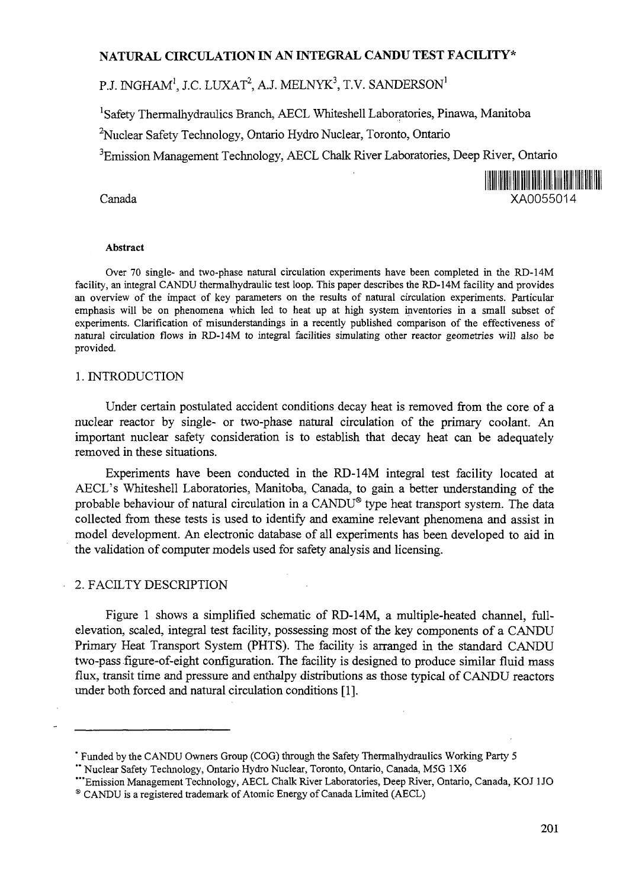# NATURAL CIRCULATION IN AN INTEGRAL CANDU TEST FACILITY*

P.J. INGHAM[1], J.C. LUXAT[2], A.J. MELNYK[3], T.V. SANDERSON[1]

[1]Safety Thermalhydraulics Branch, AECL Whiteshell Laboratories, Pinawa, Manitoba

[2]Nuclear Safety Technology, Ontario Hydro Nuclear, Toronto, Ontario

[3]Emission Management Technology, AECL Chalk River Laboratories, Deep River, Ontario

Canada

XA0055014

**Abstract**

Over 70 single- and two-phase natural circulation experiments have been completed in the RD-14M facility, an integral CANDU thermalhydraulic test loop. This paper describes the RD-14M facility and provides an overview of the impact of key parameters on the results of natural circulation experiments. Particular emphasis will be on phenomena which led to heat up at high system inventories in a small subset of experiments. Clarification of misunderstandings in a recently published comparison of the effectiveness of natural circulation flows in RD-14M to integral facilities simulating other reactor geometries will also be provided.

## 1. INTRODUCTION

Under certain postulated accident conditions decay heat is removed from the core of a nuclear reactor by single- or two-phase natural circulation of the primary coolant. An important nuclear safety consideration is to establish that decay heat can be adequately removed in these situations.

Experiments have been conducted in the RD-14M integral test facility located at AECL's Whiteshell Laboratories, Manitoba, Canada, to gain a better understanding of the probable behaviour of natural circulation in a CANDU® type heat transport system. The data collected from these tests is used to identify and examine relevant phenomena and assist in model development. An electronic database of all experiments has been developed to aid in the validation of computer models used for safety analysis and licensing.

## 2. FACILTY DESCRIPTION

Figure 1 shows a simplified schematic of RD-14M, a multiple-heated channel, full-elevation, scaled, integral test facility, possessing most of the key components of a CANDU Primary Heat Transport System (PHTS). The facility is arranged in the standard CANDU two-pass figure-of-eight configuration. The facility is designed to produce similar fluid mass flux, transit time and pressure and enthalpy distributions as those typical of CANDU reactors under both forced and natural circulation conditions [1].

---

* Funded by the CANDU Owners Group (COG) through the Safety Thermalhydraulics Working Party 5

** Nuclear Safety Technology, Ontario Hydro Nuclear, Toronto, Ontario, Canada, M5G 1X6

*** Emission Management Technology, AECL Chalk River Laboratories, Deep River, Ontario, Canada, KOJ 1JO

® CANDU is a registered trademark of Atomic Energy of Canada Limited (AECL)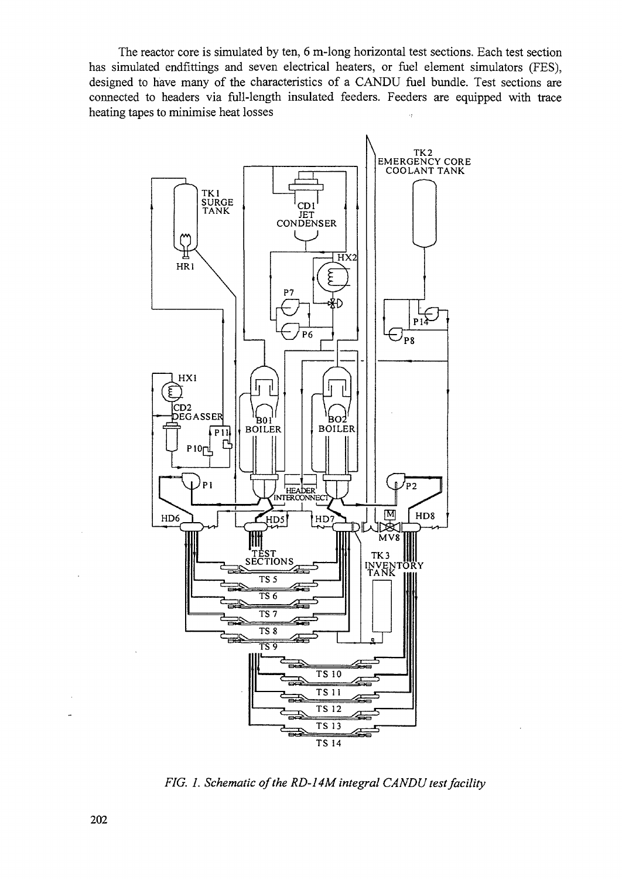The reactor core is simulated by ten, 6 m-long horizontal test sections. Each test section has simulated endfittings and seven electrical heaters, or fuel element simulators (FES), designed to have many of the characteristics of a CANDU fuel bundle. Test sections are connected to headers via full-length insulated feeders. Feeders are equipped with trace heating tapes to minimise heat losses

*FIG. 1. Schematic of the RD-14M integral CANDU test facility*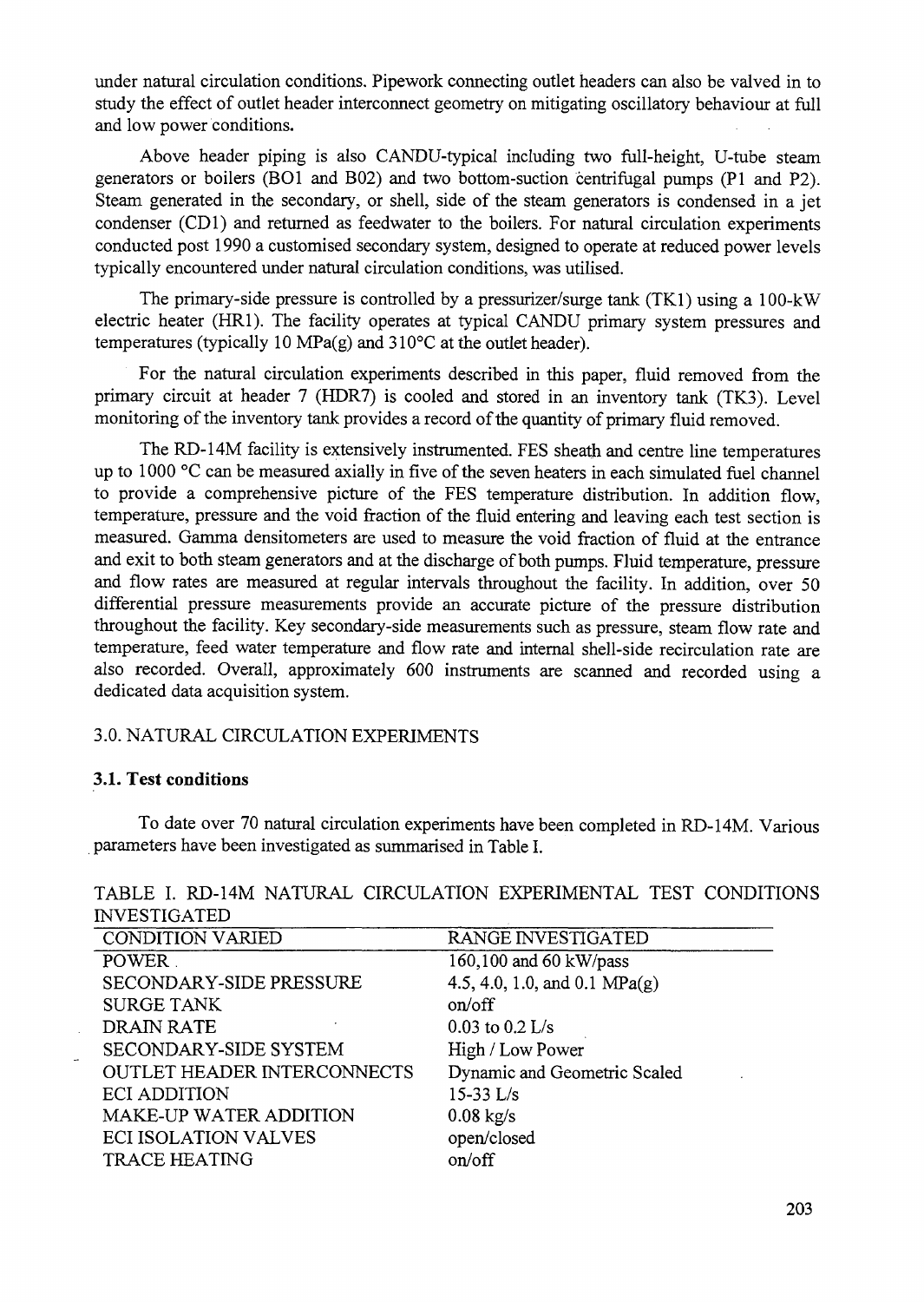under natural circulation conditions. Pipework connecting outlet headers can also be valved in to study the effect of outlet header interconnect geometry on mitigating oscillatory behaviour at full and low power conditions.

Above header piping is also CANDU-typical including two full-height, U-tube steam generators or boilers (BO1 and B02) and two bottom-suction centrifugal pumps (P1 and P2). Steam generated in the secondary, or shell, side of the steam generators is condensed in a jet condenser (CD1) and returned as feedwater to the boilers. For natural circulation experiments conducted post 1990 a customised secondary system, designed to operate at reduced power levels typically encountered under natural circulation conditions, was utilised.

The primary-side pressure is controlled by a pressurizer/surge tank (TK1) using a 100-kW electric heater (HR1). The facility operates at typical CANDU primary system pressures and temperatures (typically 10 MPa(g) and 310°C at the outlet header).

For the natural circulation experiments described in this paper, fluid removed from the primary circuit at header 7 (HDR7) is cooled and stored in an inventory tank (TK3). Level monitoring of the inventory tank provides a record of the quantity of primary fluid removed.

The RD-14M facility is extensively instrumented. FES sheath and centre line temperatures up to 1000 °C can be measured axially in five of the seven heaters in each simulated fuel channel to provide a comprehensive picture of the FES temperature distribution. In addition flow, temperature, pressure and the void fraction of the fluid entering and leaving each test section is measured. Gamma densitometers are used to measure the void fraction of fluid at the entrance and exit to both steam generators and at the discharge of both pumps. Fluid temperature, pressure and flow rates are measured at regular intervals throughout the facility. In addition, over 50 differential pressure measurements provide an accurate picture of the pressure distribution throughout the facility. Key secondary-side measurements such as pressure, steam flow rate and temperature, feed water temperature and flow rate and internal shell-side recirculation rate are also recorded. Overall, approximately 600 instruments are scanned and recorded using a dedicated data acquisition system.

## 3.0. NATURAL CIRCULATION EXPERIMENTS

### 3.1. Test conditions

To date over 70 natural circulation experiments have been completed in RD-14M. Various parameters have been investigated as summarised in Table I.

TABLE I. RD-14M NATURAL CIRCULATION EXPERIMENTAL TEST CONDITIONS INVESTIGATED

| CONDITION VARIED | RANGE INVESTIGATED |
|---|---|
| POWER | 160,100 and 60 kW/pass |
| SECONDARY-SIDE PRESSURE | 4.5, 4.0, 1.0, and 0.1 MPa(g) |
| SURGE TANK | on/off |
| DRAIN RATE | 0.03 to 0.2 L/s |
| SECONDARY-SIDE SYSTEM | High / Low Power |
| OUTLET HEADER INTERCONNECTS | Dynamic and Geometric Scaled |
| ECI ADDITION | 15-33 L/s |
| MAKE-UP WATER ADDITION | 0.08 kg/s |
| ECI ISOLATION VALVES | open/closed |
| TRACE HEATING | on/off |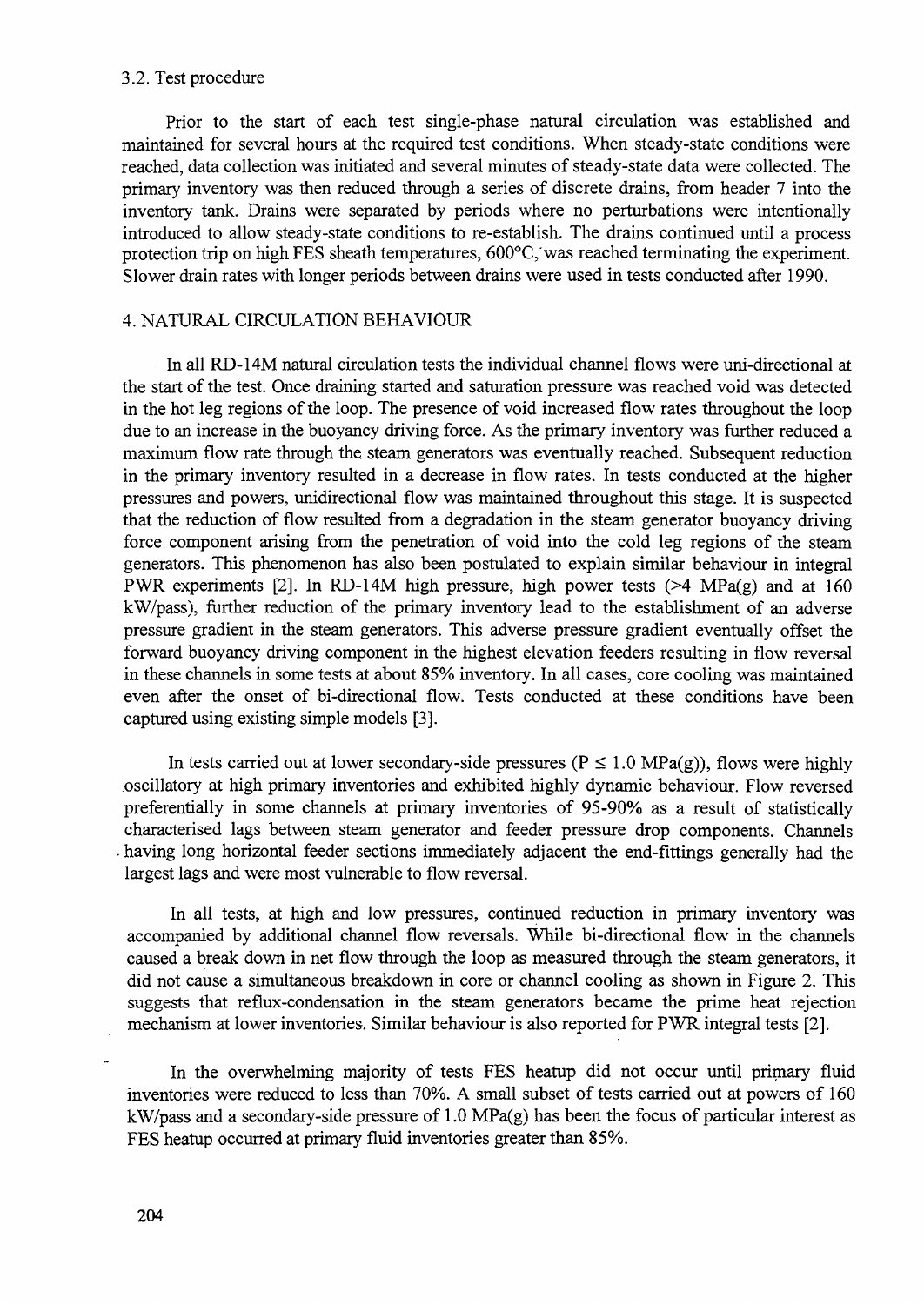### 3.2. Test procedure

Prior to the start of each test single-phase natural circulation was established and maintained for several hours at the required test conditions. When steady-state conditions were reached, data collection was initiated and several minutes of steady-state data were collected. The primary inventory was then reduced through a series of discrete drains, from header 7 into the inventory tank. Drains were separated by periods where no perturbations were intentionally introduced to allow steady-state conditions to re-establish. The drains continued until a process protection trip on high FES sheath temperatures, 600°C, was reached terminating the experiment. Slower drain rates with longer periods between drains were used in tests conducted after 1990.

## 4. NATURAL CIRCULATION BEHAVIOUR

In all RD-14M natural circulation tests the individual channel flows were uni-directional at the start of the test. Once draining started and saturation pressure was reached void was detected in the hot leg regions of the loop. The presence of void increased flow rates throughout the loop due to an increase in the buoyancy driving force. As the primary inventory was further reduced a maximum flow rate through the steam generators was eventually reached. Subsequent reduction in the primary inventory resulted in a decrease in flow rates. In tests conducted at the higher pressures and powers, unidirectional flow was maintained throughout this stage. It is suspected that the reduction of flow resulted from a degradation in the steam generator buoyancy driving force component arising from the penetration of void into the cold leg regions of the steam generators. This phenomenon has also been postulated to explain similar behaviour in integral PWR experiments [2]. In RD-14M high pressure, high power tests (>4 MPa(g) and at 160 kW/pass), further reduction of the primary inventory lead to the establishment of an adverse pressure gradient in the steam generators. This adverse pressure gradient eventually offset the forward buoyancy driving component in the highest elevation feeders resulting in flow reversal in these channels in some tests at about 85% inventory. In all cases, core cooling was maintained even after the onset of bi-directional flow. Tests conducted at these conditions have been captured using existing simple models [3].

In tests carried out at lower secondary-side pressures ($P \leq 1.0$ MPa(g)), flows were highly oscillatory at high primary inventories and exhibited highly dynamic behaviour. Flow reversed preferentially in some channels at primary inventories of 95-90% as a result of statistically characterised lags between steam generator and feeder pressure drop components. Channels having long horizontal feeder sections immediately adjacent the end-fittings generally had the largest lags and were most vulnerable to flow reversal.

In all tests, at high and low pressures, continued reduction in primary inventory was accompanied by additional channel flow reversals. While bi-directional flow in the channels caused a break down in net flow through the loop as measured through the steam generators, it did not cause a simultaneous breakdown in core or channel cooling as shown in Figure 2. This suggests that reflux-condensation in the steam generators became the prime heat rejection mechanism at lower inventories. Similar behaviour is also reported for PWR integral tests [2].

In the overwhelming majority of tests FES heatup did not occur until primary fluid inventories were reduced to less than 70%. A small subset of tests carried out at powers of 160 kW/pass and a secondary-side pressure of 1.0 MPa(g) has been the focus of particular interest as FES heatup occurred at primary fluid inventories greater than 85%.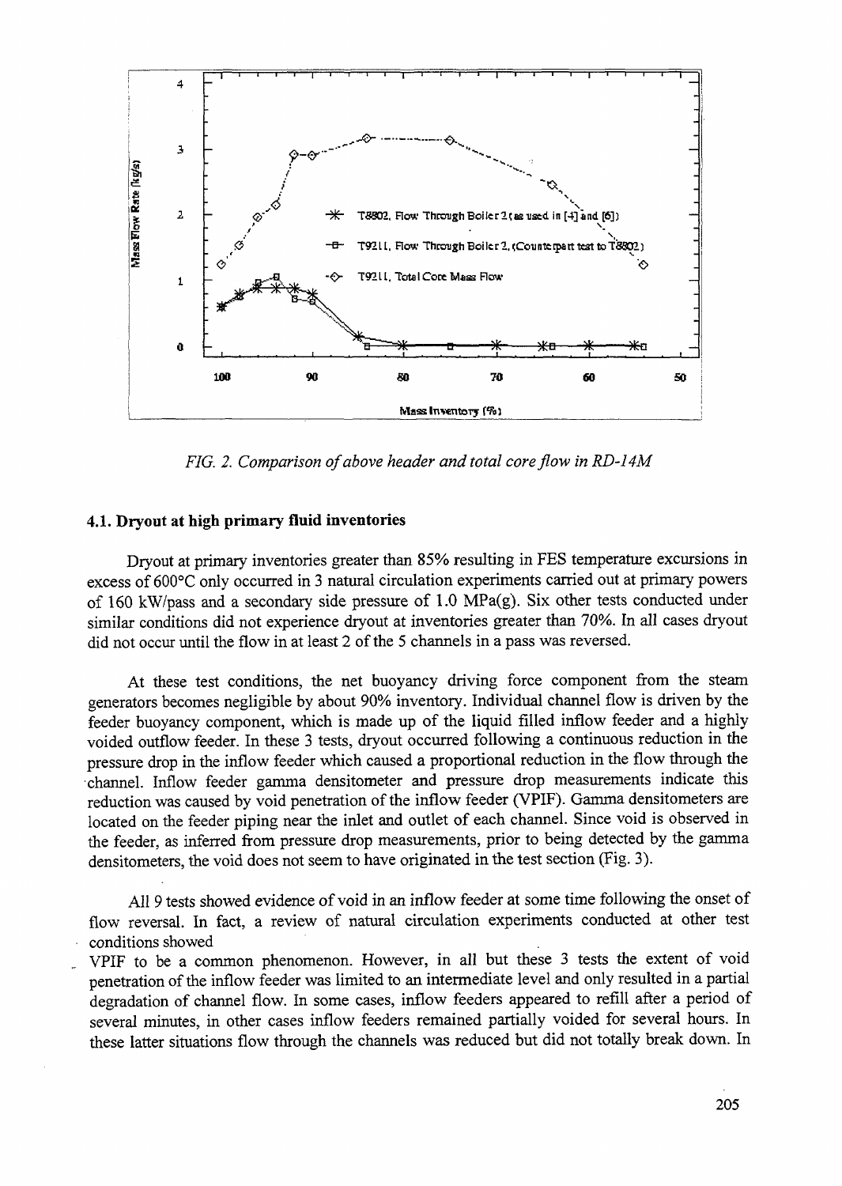FIG. 2. *Comparison of above header and total core flow in RD-14M*

### 4.1. Dryout at high primary fluid inventories

Dryout at primary inventories greater than 85% resulting in FES temperature excursions in excess of 600°C only occurred in 3 natural circulation experiments carried out at primary powers of 160 kW/pass and a secondary side pressure of 1.0 MPa(g). Six other tests conducted under similar conditions did not experience dryout at inventories greater than 70%. In all cases dryout did not occur until the flow in at least 2 of the 5 channels in a pass was reversed.

At these test conditions, the net buoyancy driving force component from the steam generators becomes negligible by about 90% inventory. Individual channel flow is driven by the feeder buoyancy component, which is made up of the liquid filled inflow feeder and a highly voided outflow feeder. In these 3 tests, dryout occurred following a continuous reduction in the pressure drop in the inflow feeder which caused a proportional reduction in the flow through the channel. Inflow feeder gamma densitometer and pressure drop measurements indicate this reduction was caused by void penetration of the inflow feeder (VPIF). Gamma densitometers are located on the feeder piping near the inlet and outlet of each channel. Since void is observed in the feeder, as inferred from pressure drop measurements, prior to being detected by the gamma densitometers, the void does not seem to have originated in the test section (Fig. 3).

All 9 tests showed evidence of void in an inflow feeder at some time following the onset of flow reversal. In fact, a review of natural circulation experiments conducted at other test conditions showed VPIF to be a common phenomenon. However, in all but these 3 tests the extent of void penetration of the inflow feeder was limited to an intermediate level and only resulted in a partial degradation of channel flow. In some cases, inflow feeders appeared to refill after a period of several minutes, in other cases inflow feeders remained partially voided for several hours. In these latter situations flow through the channels was reduced but did not totally break down. In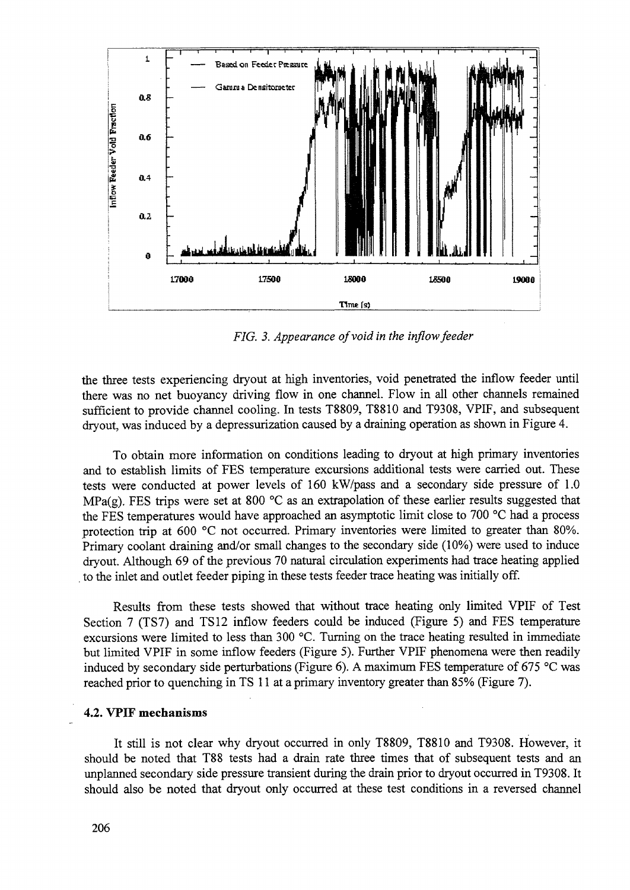*FIG. 3. Appearance of void in the inflow feeder*

the three tests experiencing dryout at high inventories, void penetrated the inflow feeder until there was no net buoyancy driving flow in one channel. Flow in all other channels remained sufficient to provide channel cooling. In tests T8809, T8810 and T9308, VPIF, and subsequent dryout, was induced by a depressurization caused by a draining operation as shown in Figure 4.

To obtain more information on conditions leading to dryout at high primary inventories and to establish limits of FES temperature excursions additional tests were carried out. These tests were conducted at power levels of 160 kW/pass and a secondary side pressure of 1.0 MPa(g). FES trips were set at 800 °C as an extrapolation of these earlier results suggested that the FES temperatures would have approached an asymptotic limit close to 700 °C had a process protection trip at 600 °C not occurred. Primary inventories were limited to greater than 80%. Primary coolant draining and/or small changes to the secondary side (10%) were used to induce dryout. Although 69 of the previous 70 natural circulation experiments had trace heating applied to the inlet and outlet feeder piping in these tests feeder trace heating was initially off.

Results from these tests showed that without trace heating only limited VPIF of Test Section 7 (TS7) and TS12 inflow feeders could be induced (Figure 5) and FES temperature excursions were limited to less than 300 °C. Turning on the trace heating resulted in immediate but limited VPIF in some inflow feeders (Figure 5). Further VPIF phenomena were then readily induced by secondary side perturbations (Figure 6). A maximum FES temperature of 675 °C was reached prior to quenching in TS 11 at a primary inventory greater than 85% (Figure 7).

### 4.2. VPIF mechanisms

It still is not clear why dryout occurred in only T8809, T8810 and T9308. However, it should be noted that T88 tests had a drain rate three times that of subsequent tests and an unplanned secondary side pressure transient during the drain prior to dryout occurred in T9308. It should also be noted that dryout only occurred at these test conditions in a reversed channel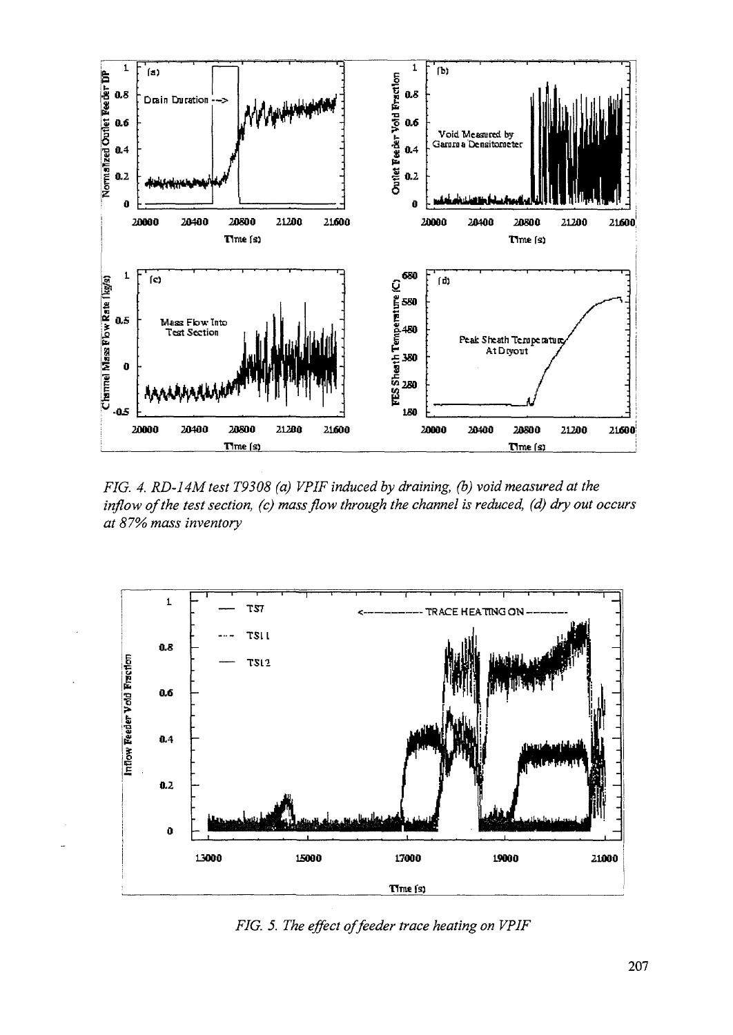*FIG. 4. RD-14M test T9308 (a) VPIF induced by draining, (b) void measured at the inflow of the test section, (c) mass flow through the channel is reduced, (d) dry out occurs at 87% mass inventory*

*FIG. 5. The effect of feeder trace heating on VPIF*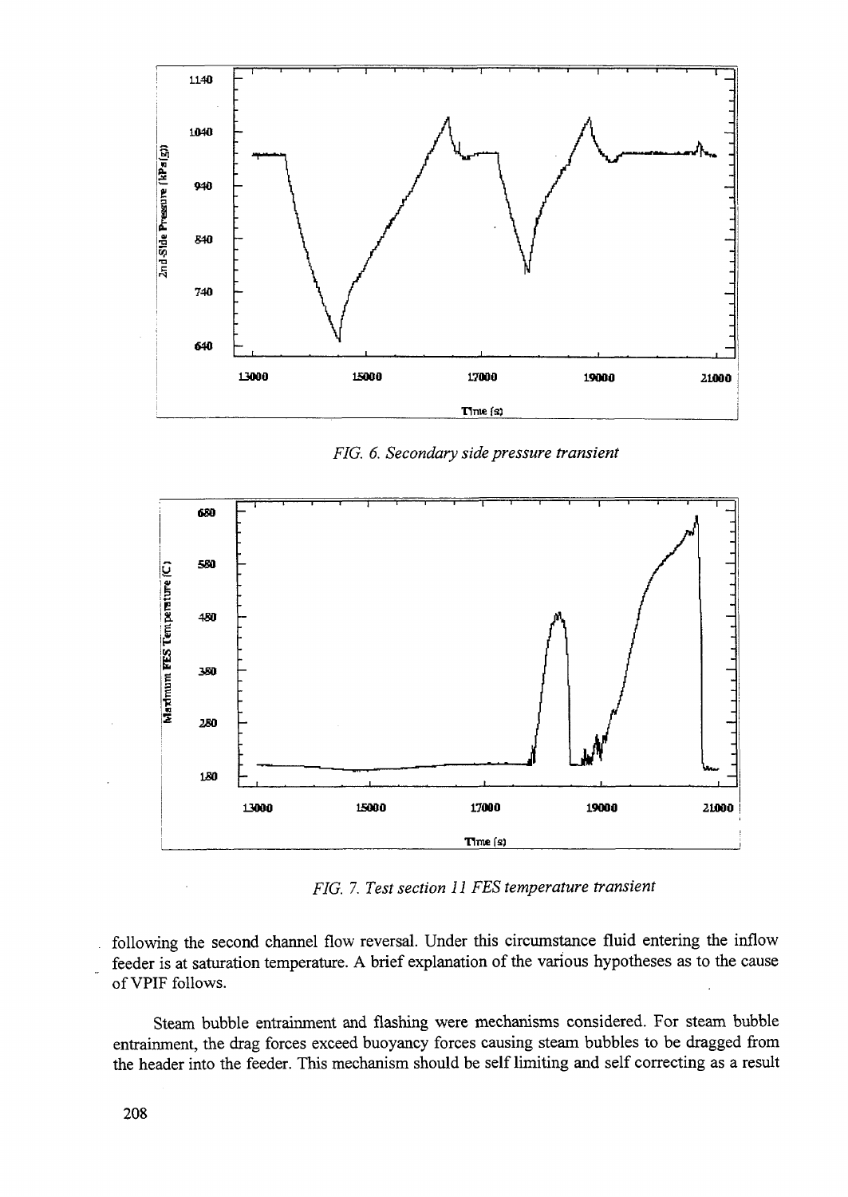*FIG. 6. Secondary side pressure transient*

*FIG. 7. Test section 11 FES temperature transient*

following the second channel flow reversal. Under this circumstance fluid entering the inflow feeder is at saturation temperature. A brief explanation of the various hypotheses as to the cause of VPIF follows.

Steam bubble entrainment and flashing were mechanisms considered. For steam bubble entrainment, the drag forces exceed buoyancy forces causing steam bubbles to be dragged from the header into the feeder. This mechanism should be self limiting and self correcting as a result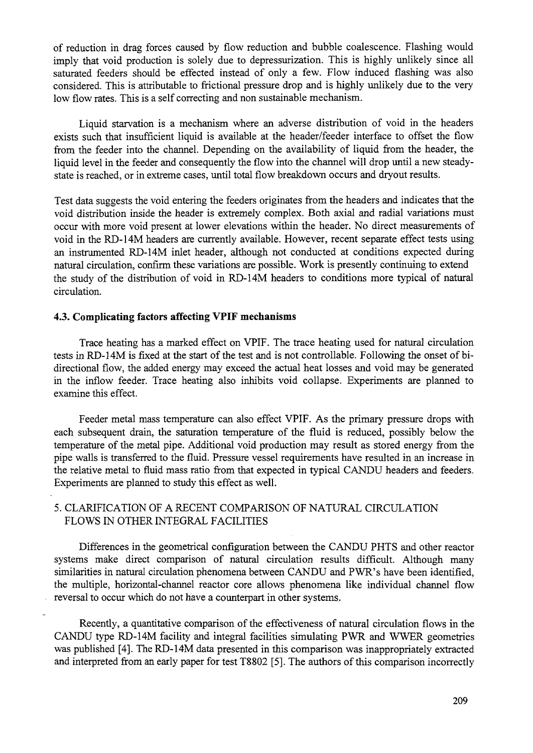of reduction in drag forces caused by flow reduction and bubble coalescence. Flashing would imply that void production is solely due to depressurization. This is highly unlikely since all saturated feeders should be effected instead of only a few. Flow induced flashing was also considered. This is attributable to frictional pressure drop and is highly unlikely due to the very low flow rates. This is a self correcting and non sustainable mechanism.

Liquid starvation is a mechanism where an adverse distribution of void in the headers exists such that insufficient liquid is available at the header/feeder interface to offset the flow from the feeder into the channel. Depending on the availability of liquid from the header, the liquid level in the feeder and consequently the flow into the channel will drop until a new steady-state is reached, or in extreme cases, until total flow breakdown occurs and dryout results.

Test data suggests the void entering the feeders originates from the headers and indicates that the void distribution inside the header is extremely complex. Both axial and radial variations must occur with more void present at lower elevations within the header. No direct measurements of void in the RD-14M headers are currently available. However, recent separate effect tests using an instrumented RD-14M inlet header, although not conducted at conditions expected during natural circulation, confirm these variations are possible. Work is presently continuing to extend the study of the distribution of void in RD-14M headers to conditions more typical of natural circulation.

### 4.3. Complicating factors affecting VPIF mechanisms

Trace heating has a marked effect on VPIF. The trace heating used for natural circulation tests in RD-14M is fixed at the start of the test and is not controllable. Following the onset of bi-directional flow, the added energy may exceed the actual heat losses and void may be generated in the inflow feeder. Trace heating also inhibits void collapse. Experiments are planned to examine this effect.

Feeder metal mass temperature can also effect VPIF. As the primary pressure drops with each subsequent drain, the saturation temperature of the fluid is reduced, possibly below the temperature of the metal pipe. Additional void production may result as stored energy from the pipe walls is transferred to the fluid. Pressure vessel requirements have resulted in an increase in the relative metal to fluid mass ratio from that expected in typical CANDU headers and feeders. Experiments are planned to study this effect as well.

## 5. CLARIFICATION OF A RECENT COMPARISON OF NATURAL CIRCULATION FLOWS IN OTHER INTEGRAL FACILITIES

Differences in the geometrical configuration between the CANDU PHTS and other reactor systems make direct comparison of natural circulation results difficult. Although many similarities in natural circulation phenomena between CANDU and PWR's have been identified, the multiple, horizontal-channel reactor core allows phenomena like individual channel flow reversal to occur which do not have a counterpart in other systems.

Recently, a quantitative comparison of the effectiveness of natural circulation flows in the CANDU type RD-14M facility and integral facilities simulating PWR and WWER geometries was published [4]. The RD-14M data presented in this comparison was inappropriately extracted and interpreted from an early paper for test T8802 [5]. The authors of this comparison incorrectly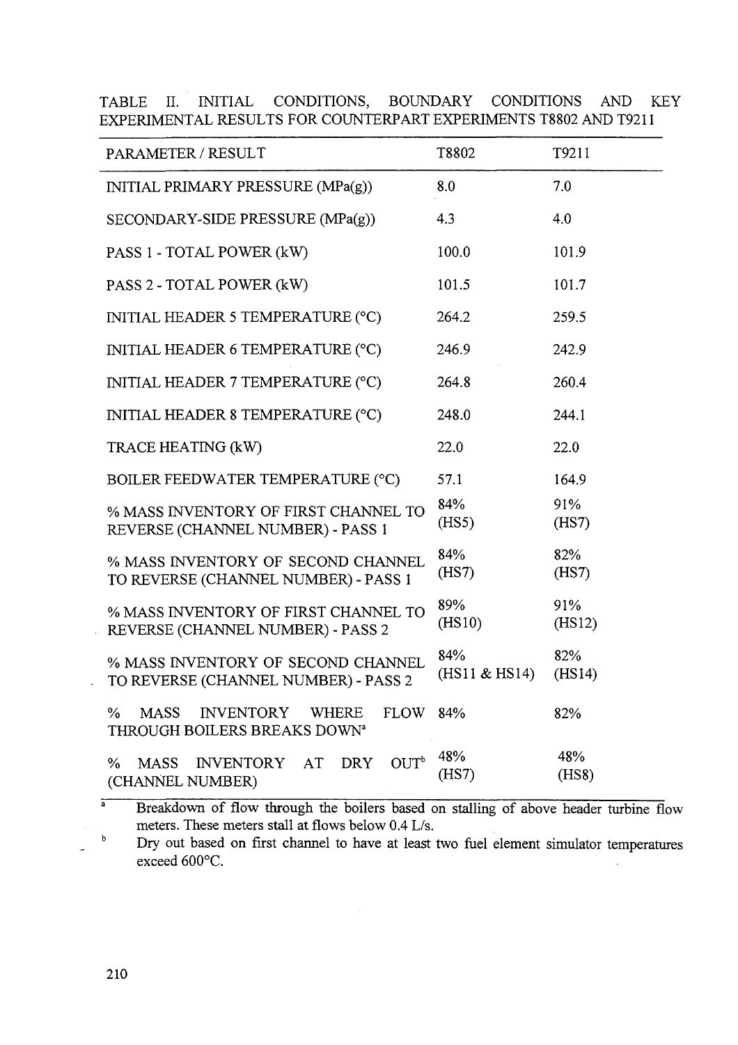TABLE II. INITIAL CONDITIONS, BOUNDARY CONDITIONS AND KEY EXPERIMENTAL RESULTS FOR COUNTERPART EXPERIMENTS T8802 AND T9211

| PARAMETER / RESULT | T8802 | T9211 |
|---|---|---|
| INITIAL PRIMARY PRESSURE (MPa(g)) | 8.0 | 7.0 |
| SECONDARY-SIDE PRESSURE (MPa(g)) | 4.3 | 4.0 |
| PASS 1 - TOTAL POWER (kW) | 100.0 | 101.9 |
| PASS 2 - TOTAL POWER (kW) | 101.5 | 101.7 |
| INITIAL HEADER 5 TEMPERATURE (°C) | 264.2 | 259.5 |
| INITIAL HEADER 6 TEMPERATURE (°C) | 246.9 | 242.9 |
| INITIAL HEADER 7 TEMPERATURE (°C) | 264.8 | 260.4 |
| INITIAL HEADER 8 TEMPERATURE (°C) | 248.0 | 244.1 |
| TRACE HEATING (kW) | 22.0 | 22.0 |
| BOILER FEEDWATER TEMPERATURE (°C) | 57.1 | 164.9 |
| % MASS INVENTORY OF FIRST CHANNEL TO REVERSE (CHANNEL NUMBER) - PASS 1 | 84% (HS5) | 91% (HS7) |
| % MASS INVENTORY OF SECOND CHANNEL TO REVERSE (CHANNEL NUMBER) - PASS 1 | 84% (HS7) | 82% (HS7) |
| % MASS INVENTORY OF FIRST CHANNEL TO REVERSE (CHANNEL NUMBER) - PASS 2 | 89% (HS10) | 91% (HS12) |
| % MASS INVENTORY OF SECOND CHANNEL TO REVERSE (CHANNEL NUMBER) - PASS 2 | 84% (HS11 & HS14) | 82% (HS14) |
| % MASS INVENTORY WHERE FLOW THROUGH BOILERS BREAKS DOWN[a] | 84% | 82% |
| % MASS INVENTORY AT DRY OUT[b] (CHANNEL NUMBER) | 48% (HS7) | 48% (HS8) |

[a] Breakdown of flow through the boilers based on stalling of above header turbine flow meters. These meters stall at flows below 0.4 L/s.

[b] Dry out based on first channel to have at least two fuel element simulator temperatures exceed 600°C.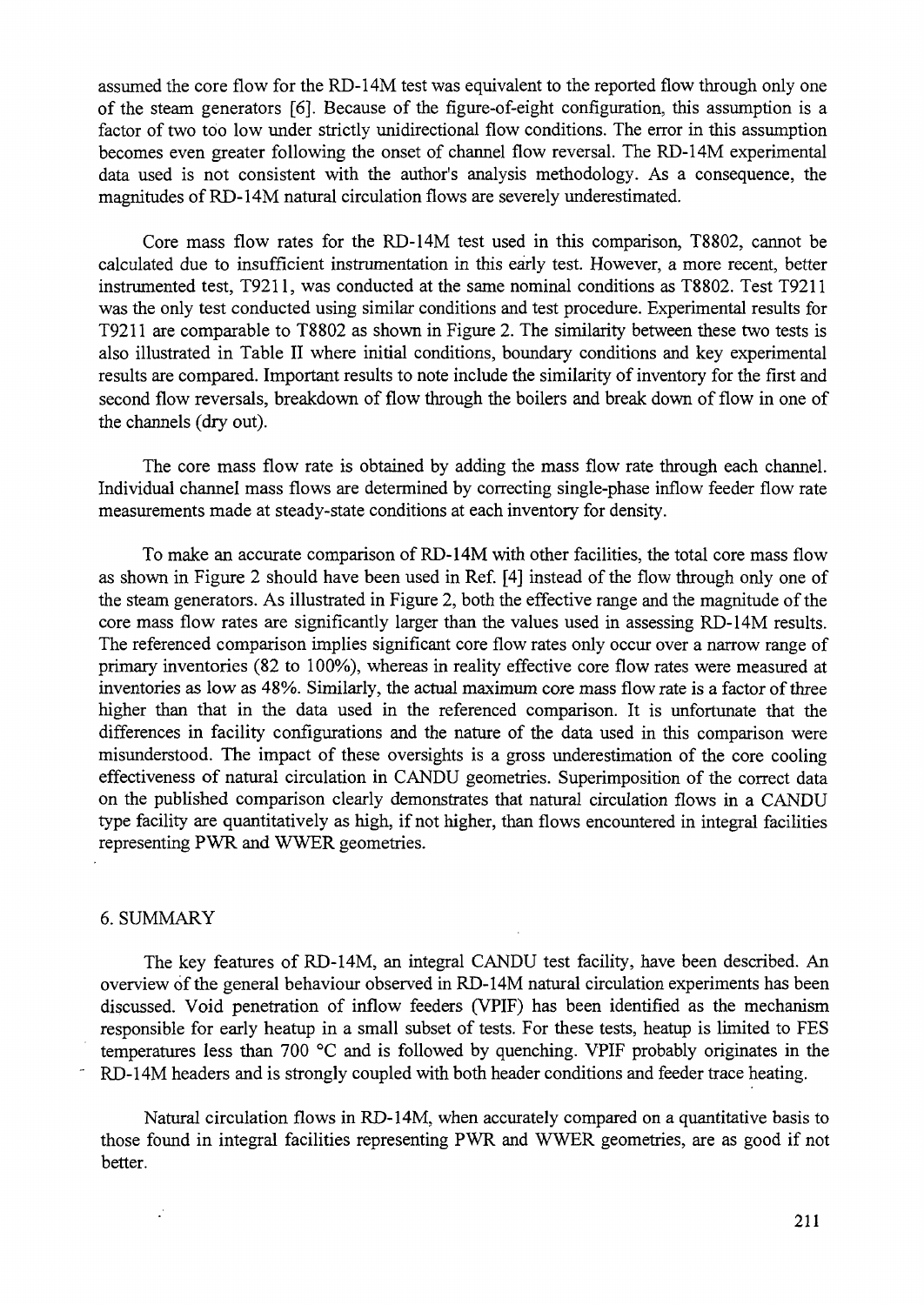assumed the core flow for the RD-14M test was equivalent to the reported flow through only one of the steam generators [6]. Because of the figure-of-eight configuration, this assumption is a factor of two too low under strictly unidirectional flow conditions. The error in this assumption becomes even greater following the onset of channel flow reversal. The RD-14M experimental data used is not consistent with the author's analysis methodology. As a consequence, the magnitudes of RD-14M natural circulation flows are severely underestimated.

Core mass flow rates for the RD-14M test used in this comparison, T8802, cannot be calculated due to insufficient instrumentation in this early test. However, a more recent, better instrumented test, T9211, was conducted at the same nominal conditions as T8802. Test T9211 was the only test conducted using similar conditions and test procedure. Experimental results for T9211 are comparable to T8802 as shown in Figure 2. The similarity between these two tests is also illustrated in Table II where initial conditions, boundary conditions and key experimental results are compared. Important results to note include the similarity of inventory for the first and second flow reversals, breakdown of flow through the boilers and break down of flow in one of the channels (dry out).

The core mass flow rate is obtained by adding the mass flow rate through each channel. Individual channel mass flows are determined by correcting single-phase inflow feeder flow rate measurements made at steady-state conditions at each inventory for density.

To make an accurate comparison of RD-14M with other facilities, the total core mass flow as shown in Figure 2 should have been used in Ref. [4] instead of the flow through only one of the steam generators. As illustrated in Figure 2, both the effective range and the magnitude of the core mass flow rates are significantly larger than the values used in assessing RD-14M results. The referenced comparison implies significant core flow rates only occur over a narrow range of primary inventories (82 to 100%), whereas in reality effective core flow rates were measured at inventories as low as 48%. Similarly, the actual maximum core mass flow rate is a factor of three higher than that in the data used in the referenced comparison. It is unfortunate that the differences in facility configurations and the nature of the data used in this comparison were misunderstood. The impact of these oversights is a gross underestimation of the core cooling effectiveness of natural circulation in CANDU geometries. Superimposition of the correct data on the published comparison clearly demonstrates that natural circulation flows in a CANDU type facility are quantitatively as high, if not higher, than flows encountered in integral facilities representing PWR and WWER geometries.

## 6. SUMMARY

The key features of RD-14M, an integral CANDU test facility, have been described. An overview of the general behaviour observed in RD-14M natural circulation experiments has been discussed. Void penetration of inflow feeders (VPIF) has been identified as the mechanism responsible for early heatup in a small subset of tests. For these tests, heatup is limited to FES temperatures less than 700 °C and is followed by quenching. VPIF probably originates in the RD-14M headers and is strongly coupled with both header conditions and feeder trace heating.

Natural circulation flows in RD-14M, when accurately compared on a quantitative basis to those found in integral facilities representing PWR and WWER geometries, are as good if not better.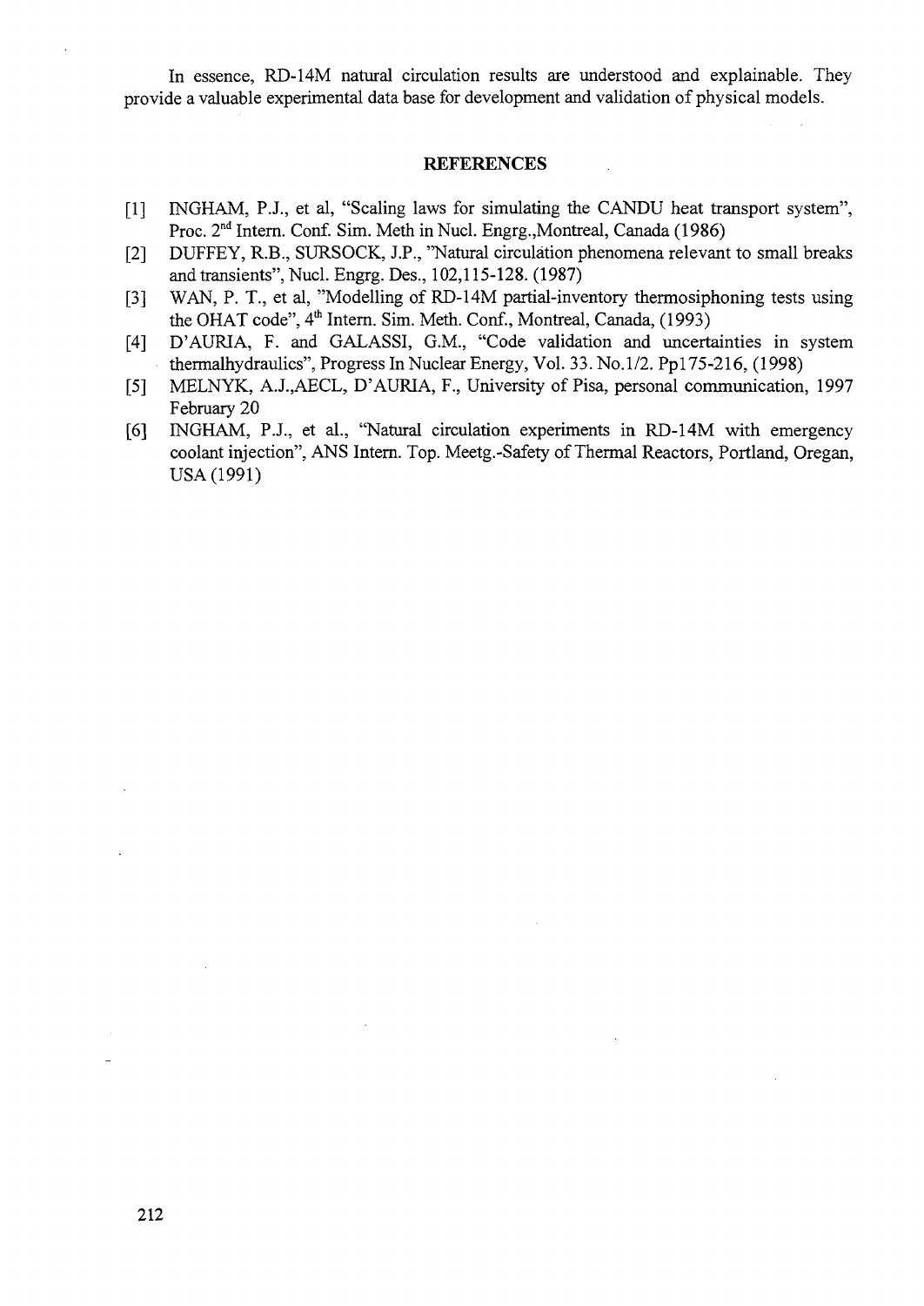In essence, RD-14M natural circulation results are understood and explainable. They provide a valuable experimental data base for development and validation of physical models.

## REFERENCES

[1] INGHAM, P.J., et al, "Scaling laws for simulating the CANDU heat transport system", Proc. 2nd Intern. Conf. Sim. Meth in Nucl. Engrg.,Montreal, Canada (1986)

[2] DUFFEY, R.B., SURSOCK, J.P., "Natural circulation phenomena relevant to small breaks and transients", Nucl. Engrg. Des., 102,115-128. (1987)

[3] WAN, P. T., et al, "Modelling of RD-14M partial-inventory thermosiphoning tests using the OHAT code", 4th Intern. Sim. Meth. Conf., Montreal, Canada, (1993)

[4] D'AURIA, F. and GALASSI, G.M., "Code validation and uncertainties in system thermalhydraulics", Progress In Nuclear Energy, Vol. 33. No.1/2. Pp175-216, (1998)

[5] MELNYK, A.J.,AECL, D'AURIA, F., University of Pisa, personal communication, 1997 February 20

[6] INGHAM, P.J., et al., "Natural circulation experiments in RD-14M with emergency coolant injection", ANS Intern. Top. Meetg.-Safety of Thermal Reactors, Portland, Oregan, USA (1991)